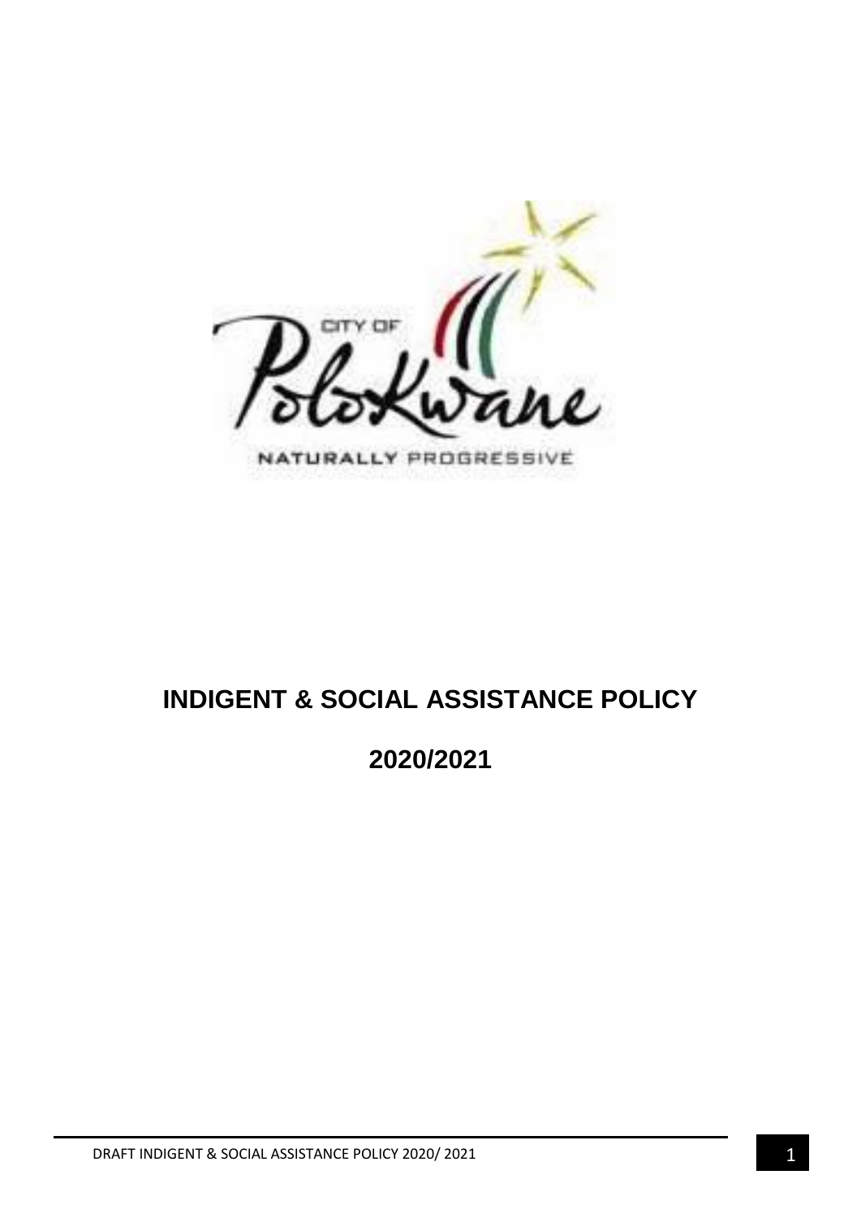# INDIGENT & SOCIAL ASSISTANCE POLICY

# 2020/2021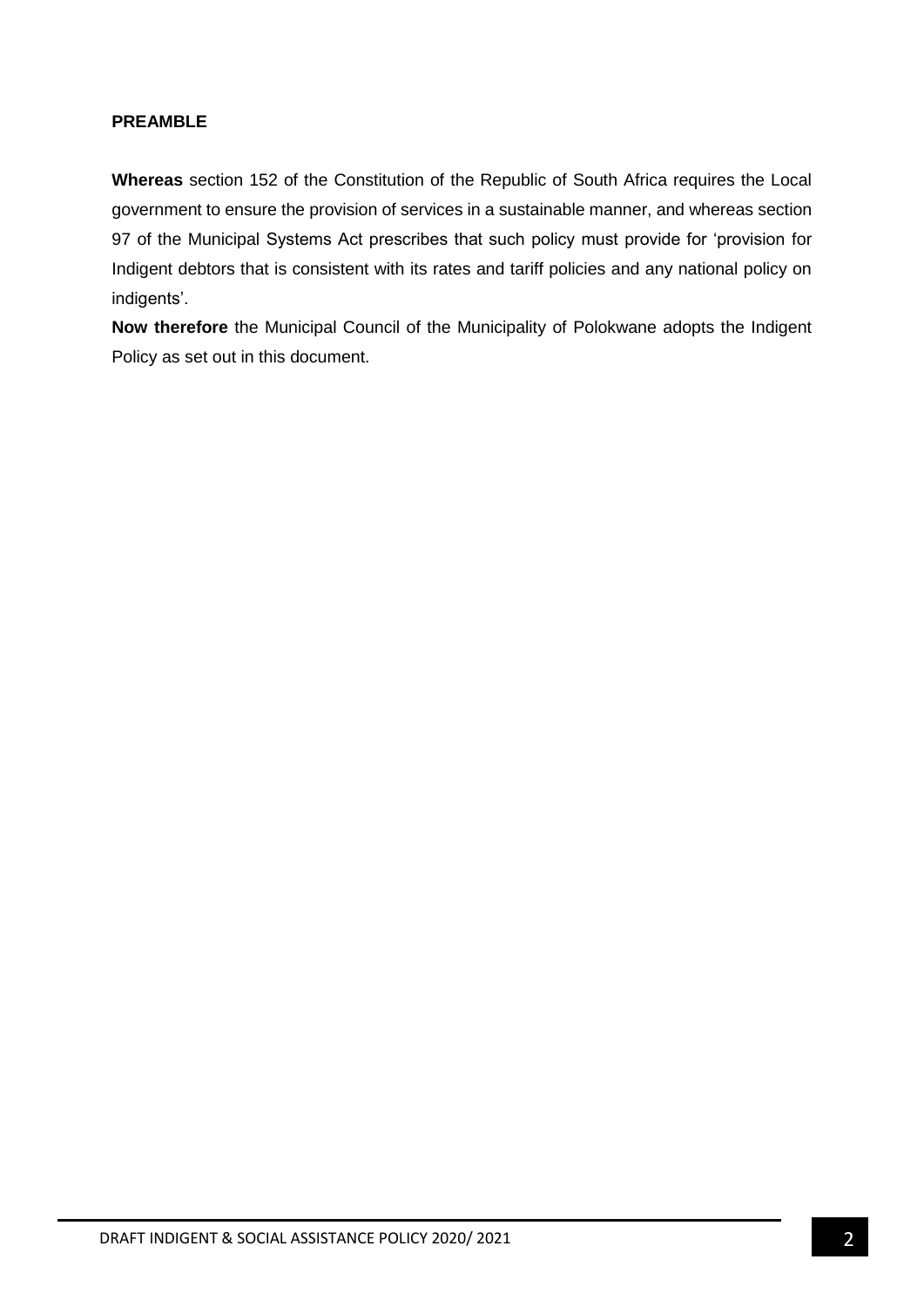## PREAMBLE

**Whereas** section 152 of the Constitution of the Republic of South Africa requires the Local government to ensure the provision of services in a sustainable manner, and whereas section 97 of the Municipal Systems Act prescribes that such policy must provide for 'provision for Indigent debtors that is consistent with its rates and tariff policies and any national policy on indigents'.

**Now therefore** the Municipal Council of the Municipality of Polokwane adopts the Indigent Policy as set out in this document.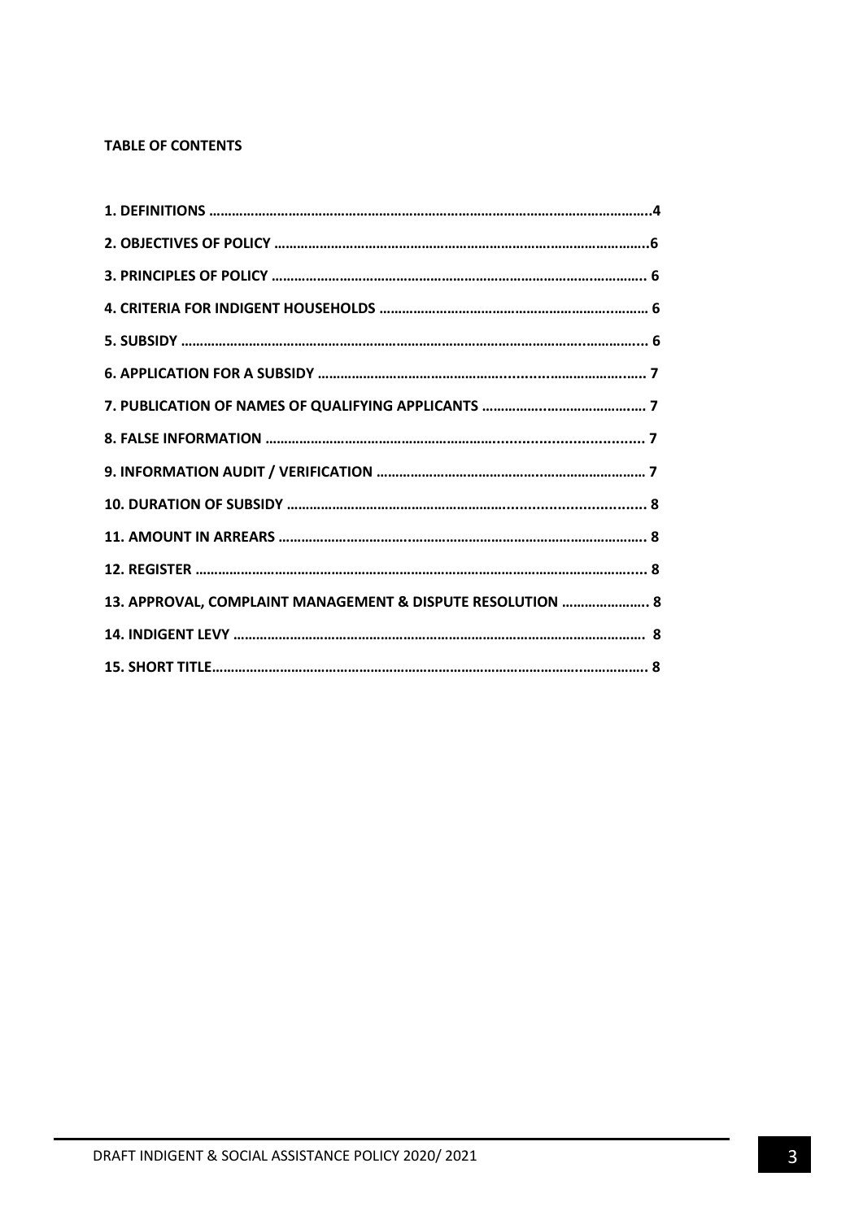**TABLE OF CONTENTS**

| | |
|---|---|
| **1. DEFINITIONS** | **4** |
| **2. OBJECTIVES OF POLICY** | **6** |
| **3. PRINCIPLES OF POLICY** | **6** |
| **4. CRITERIA FOR INDIGENT HOUSEHOLDS** | **6** |
| **5. SUBSIDY** | **6** |
| **6. APPLICATION FOR A SUBSIDY** | **7** |
| **7. PUBLICATION OF NAMES OF QUALIFYING APPLICANTS** | **7** |
| **8. FALSE INFORMATION** | **7** |
| **9. INFORMATION AUDIT / VERIFICATION** | **7** |
| **10. DURATION OF SUBSIDY** | **8** |
| **11. AMOUNT IN ARREARS** | **8** |
| **12. REGISTER** | **8** |
| **13. APPROVAL, COMPLAINT MANAGEMENT & DISPUTE RESOLUTION** | **8** |
| **14. INDIGENT LEVY** | **8** |
| **15. SHORT TITLE** | **8** |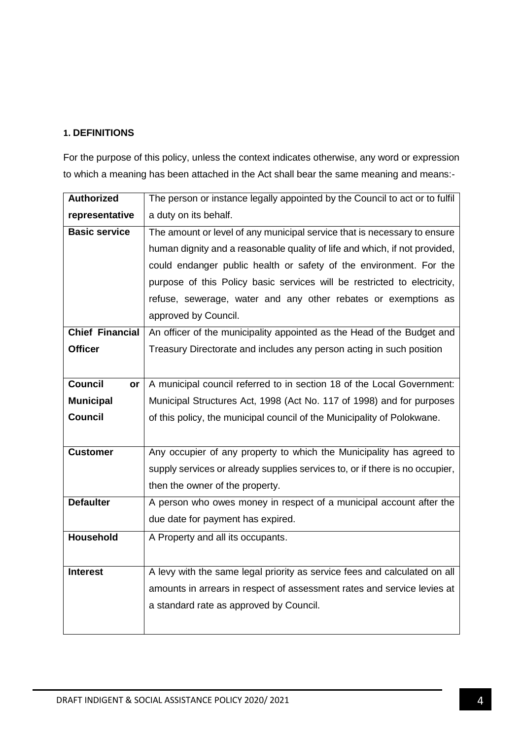### 1. DEFINITIONS

For the purpose of this policy, unless the context indicates otherwise, any word or expression to which a meaning has been attached in the Act shall bear the same meaning and means:-

| Term | Definition |
|---|---|
| **Authorized representative** | The person or instance legally appointed by the Council to act or to fulfil a duty on its behalf. |
| **Basic service** | The amount or level of any municipal service that is necessary to ensure human dignity and a reasonable quality of life and which, if not provided, could endanger public health or safety of the environment. For the purpose of this Policy basic services will be restricted to electricity, refuse, sewerage, water and any other rebates or exemptions as approved by Council. |
| **Chief Financial Officer** | An officer of the municipality appointed as the Head of the Budget and Treasury Directorate and includes any person acting in such position |
| **Council or Municipal Council** | A municipal council referred to in section 18 of the Local Government: Municipal Structures Act, 1998 (Act No. 117 of 1998) and for purposes of this policy, the municipal council of the Municipality of Polokwane. |
| **Customer** | Any occupier of any property to which the Municipality has agreed to supply services or already supplies services to, or if there is no occupier, then the owner of the property. |
| **Defaulter** | A person who owes money in respect of a municipal account after the due date for payment has expired. |
| **Household** | A Property and all its occupants. |
| **Interest** | A levy with the same legal priority as service fees and calculated on all amounts in arrears in respect of assessment rates and service levies at a standard rate as approved by Council. |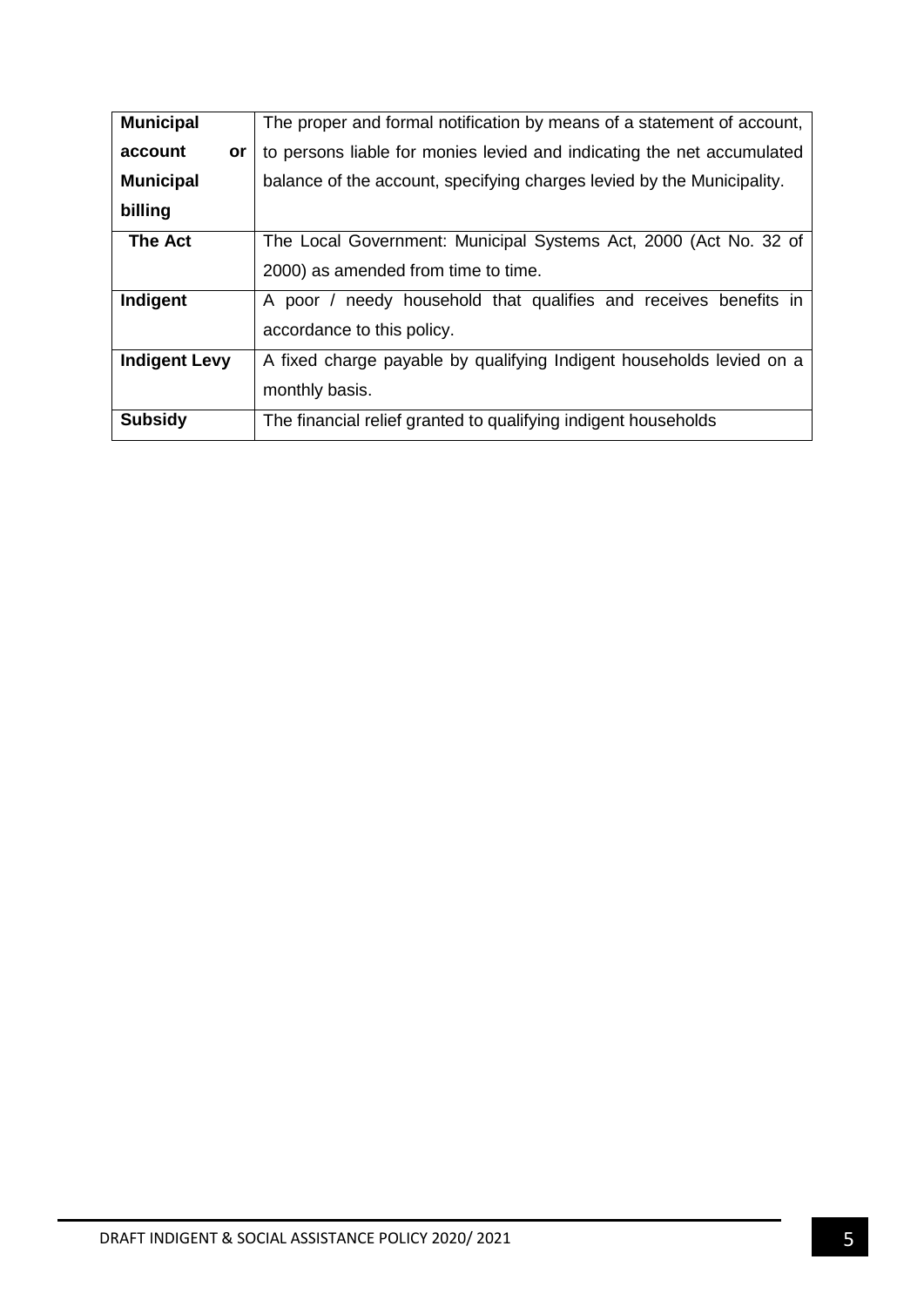| | |
|---|---|
| **Municipal account or Municipal billing** | The proper and formal notification by means of a statement of account, to persons liable for monies levied and indicating the net accumulated balance of the account, specifying charges levied by the Municipality. |
| **The Act** | The Local Government: Municipal Systems Act, 2000 (Act No. 32 of 2000) as amended from time to time. |
| **Indigent** | A poor / needy household that qualifies and receives benefits in accordance to this policy. |
| **Indigent Levy** | A fixed charge payable by qualifying Indigent households levied on a monthly basis. |
| **Subsidy** | The financial relief granted to qualifying indigent households |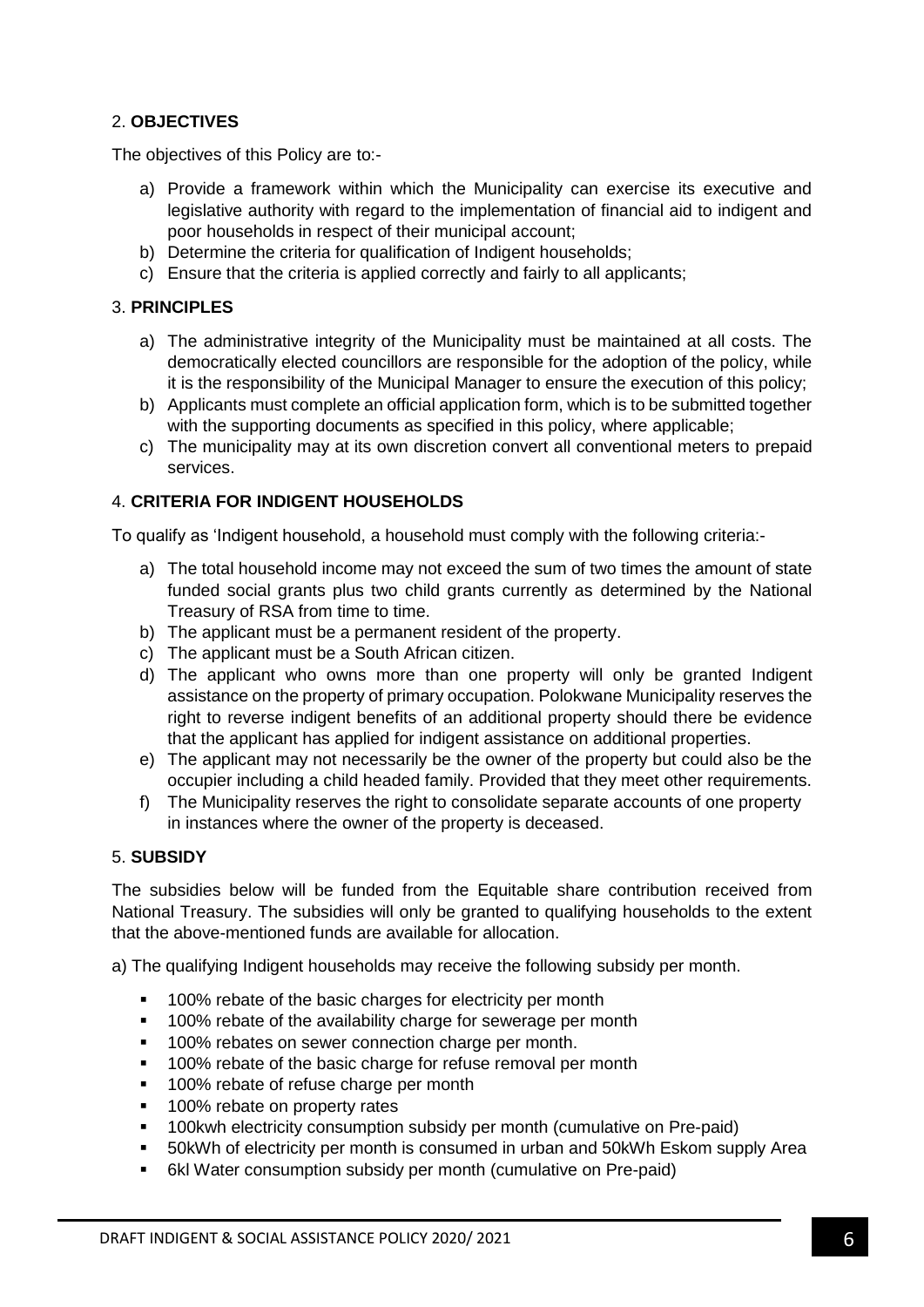## 2. OBJECTIVES

The objectives of this Policy are to:-

a) Provide a framework within which the Municipality can exercise its executive and legislative authority with regard to the implementation of financial aid to indigent and poor households in respect of their municipal account;
b) Determine the criteria for qualification of Indigent households;
c) Ensure that the criteria is applied correctly and fairly to all applicants;

## 3. PRINCIPLES

a) The administrative integrity of the Municipality must be maintained at all costs. The democratically elected councillors are responsible for the adoption of the policy, while it is the responsibility of the Municipal Manager to ensure the execution of this policy;
b) Applicants must complete an official application form, which is to be submitted together with the supporting documents as specified in this policy, where applicable;
c) The municipality may at its own discretion convert all conventional meters to prepaid services.

## 4. CRITERIA FOR INDIGENT HOUSEHOLDS

To qualify as 'Indigent household, a household must comply with the following criteria:-

a) The total household income may not exceed the sum of two times the amount of state funded social grants plus two child grants currently as determined by the National Treasury of RSA from time to time.
b) The applicant must be a permanent resident of the property.
c) The applicant must be a South African citizen.
d) The applicant who owns more than one property will only be granted Indigent assistance on the property of primary occupation. Polokwane Municipality reserves the right to reverse indigent benefits of an additional property should there be evidence that the applicant has applied for indigent assistance on additional properties.
e) The applicant may not necessarily be the owner of the property but could also be the occupier including a child headed family. Provided that they meet other requirements.
f) The Municipality reserves the right to consolidate separate accounts of one property in instances where the owner of the property is deceased.

## 5. SUBSIDY

The subsidies below will be funded from the Equitable share contribution received from National Treasury. The subsidies will only be granted to qualifying households to the extent that the above-mentioned funds are available for allocation.

a) The qualifying Indigent households may receive the following subsidy per month.

- 100% rebate of the basic charges for electricity per month
- 100% rebate of the availability charge for sewerage per month
- 100% rebates on sewer connection charge per month.
- 100% rebate of the basic charge for refuse removal per month
- 100% rebate of refuse charge per month
- 100% rebate on property rates
- 100kwh electricity consumption subsidy per month (cumulative on Pre-paid)
- 50kWh of electricity per month is consumed in urban and 50kWh Eskom supply Area
- 6kl Water consumption subsidy per month (cumulative on Pre-paid)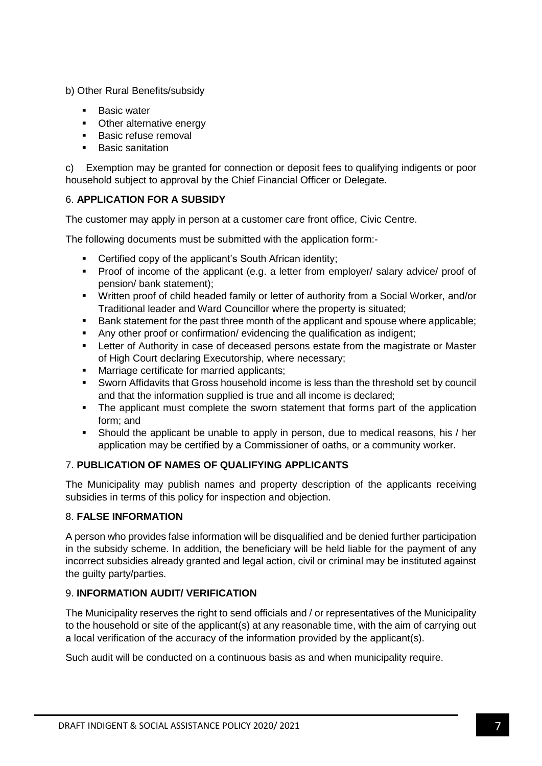b) Other Rural Benefits/subsidy

- Basic water
- Other alternative energy
- Basic refuse removal
- Basic sanitation

c) Exemption may be granted for connection or deposit fees to qualifying indigents or poor household subject to approval by the Chief Financial Officer or Delegate.

## 6. **APPLICATION FOR A SUBSIDY**

The customer may apply in person at a customer care front office, Civic Centre.

The following documents must be submitted with the application form:-

- Certified copy of the applicant's South African identity;
- Proof of income of the applicant (e.g. a letter from employer/ salary advice/ proof of pension/ bank statement);
- Written proof of child headed family or letter of authority from a Social Worker, and/or Traditional leader and Ward Councillor where the property is situated;
- Bank statement for the past three month of the applicant and spouse where applicable;
- Any other proof or confirmation/ evidencing the qualification as indigent;
- Letter of Authority in case of deceased persons estate from the magistrate or Master of High Court declaring Executorship, where necessary;
- Marriage certificate for married applicants;
- Sworn Affidavits that Gross household income is less than the threshold set by council and that the information supplied is true and all income is declared;
- The applicant must complete the sworn statement that forms part of the application form; and
- Should the applicant be unable to apply in person, due to medical reasons, his / her application may be certified by a Commissioner of oaths, or a community worker.

## 7. **PUBLICATION OF NAMES OF QUALIFYING APPLICANTS**

The Municipality may publish names and property description of the applicants receiving subsidies in terms of this policy for inspection and objection.

## 8. **FALSE INFORMATION**

A person who provides false information will be disqualified and be denied further participation in the subsidy scheme. In addition, the beneficiary will be held liable for the payment of any incorrect subsidies already granted and legal action, civil or criminal may be instituted against the guilty party/parties.

## 9. **INFORMATION AUDIT/ VERIFICATION**

The Municipality reserves the right to send officials and / or representatives of the Municipality to the household or site of the applicant(s) at any reasonable time, with the aim of carrying out a local verification of the accuracy of the information provided by the applicant(s).

Such audit will be conducted on a continuous basis as and when municipality require.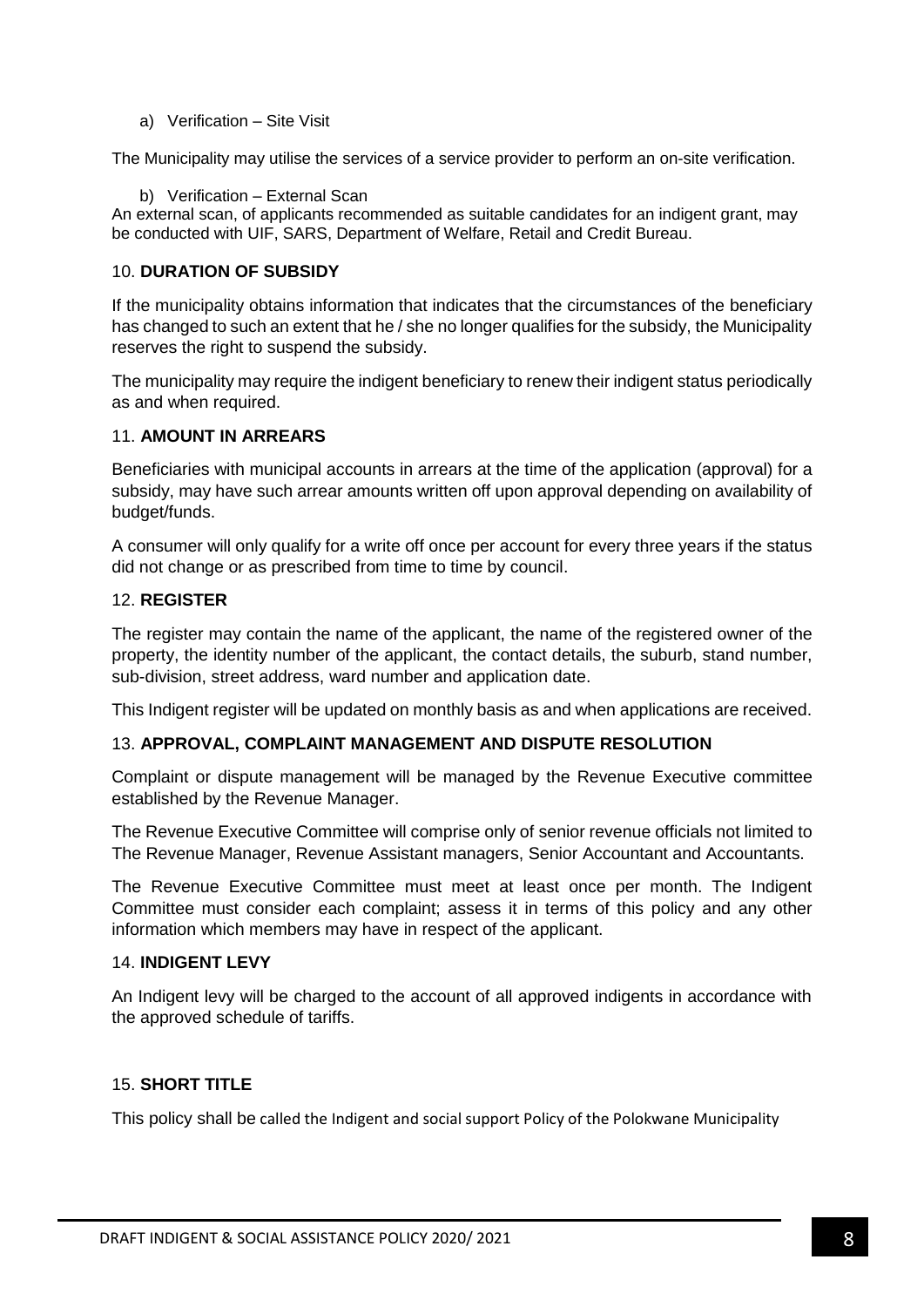a) Verification – Site Visit

The Municipality may utilise the services of a service provider to perform an on-site verification.

b) Verification – External Scan

An external scan, of applicants recommended as suitable candidates for an indigent grant, may be conducted with UIF, SARS, Department of Welfare, Retail and Credit Bureau.

## 10. DURATION OF SUBSIDY

If the municipality obtains information that indicates that the circumstances of the beneficiary has changed to such an extent that he / she no longer qualifies for the subsidy, the Municipality reserves the right to suspend the subsidy.

The municipality may require the indigent beneficiary to renew their indigent status periodically as and when required.

## 11. AMOUNT IN ARREARS

Beneficiaries with municipal accounts in arrears at the time of the application (approval) for a subsidy, may have such arrear amounts written off upon approval depending on availability of budget/funds.

A consumer will only qualify for a write off once per account for every three years if the status did not change or as prescribed from time to time by council.

## 12. REGISTER

The register may contain the name of the applicant, the name of the registered owner of the property, the identity number of the applicant, the contact details, the suburb, stand number, sub-division, street address, ward number and application date.

This Indigent register will be updated on monthly basis as and when applications are received.

## 13. APPROVAL, COMPLAINT MANAGEMENT AND DISPUTE RESOLUTION

Complaint or dispute management will be managed by the Revenue Executive committee established by the Revenue Manager.

The Revenue Executive Committee will comprise only of senior revenue officials not limited to The Revenue Manager, Revenue Assistant managers, Senior Accountant and Accountants.

The Revenue Executive Committee must meet at least once per month. The Indigent Committee must consider each complaint; assess it in terms of this policy and any other information which members may have in respect of the applicant.

## 14. INDIGENT LEVY

An Indigent levy will be charged to the account of all approved indigents in accordance with the approved schedule of tariffs.

## 15. SHORT TITLE

This policy shall be called the Indigent and social support Policy of the Polokwane Municipality